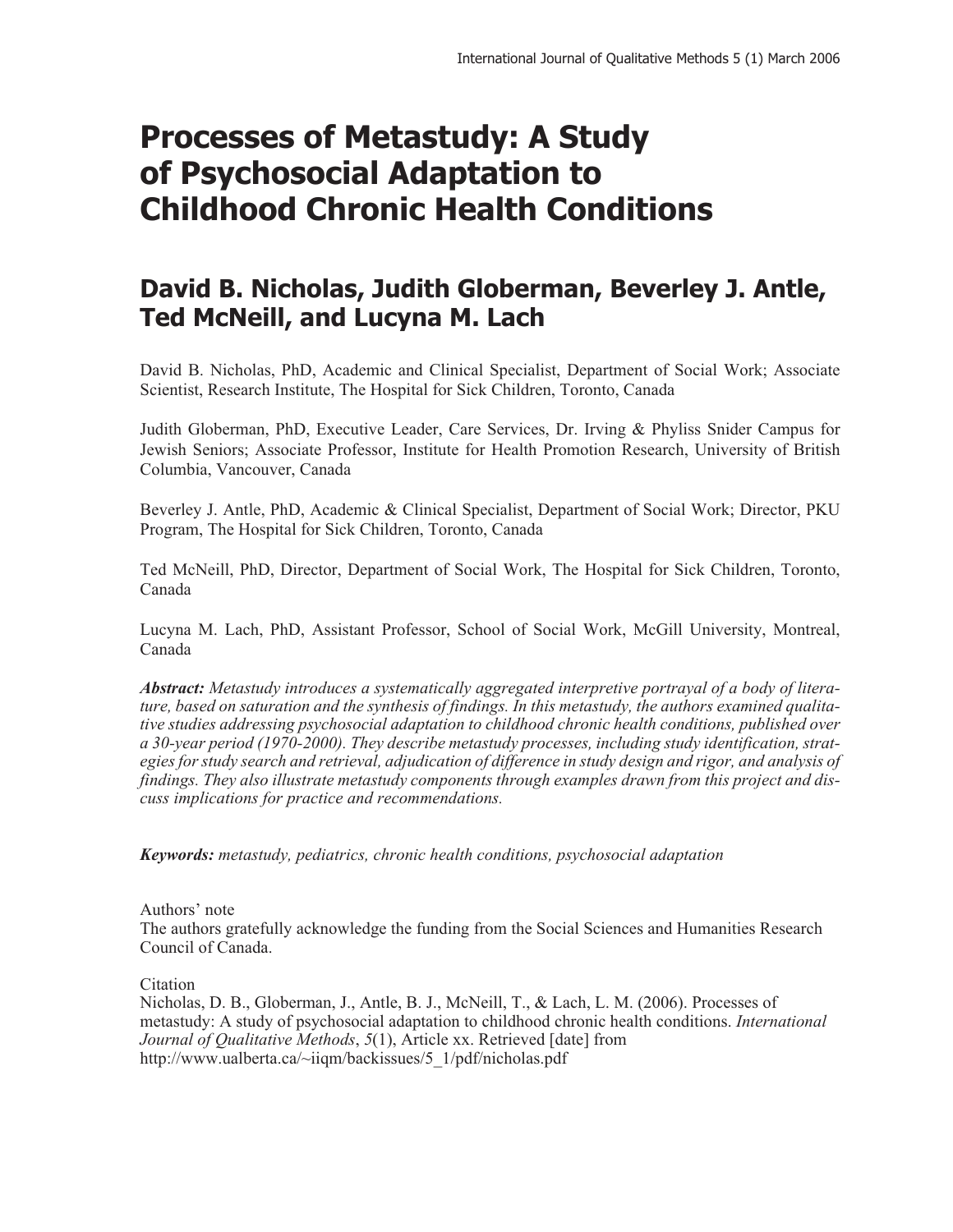# Processes of Metastudy: A Study of Psychosocial Adaptation to Childhood Chronic Health Conditions

## David B. Nicholas, Judith Globerman, Beverley J. Antle, Ted McNeill, and Lucyna M. Lach

David B. Nicholas, PhD, Academic and Clinical Specialist, Department of Social Work; Associate Scientist, Research Institute, The Hospital for Sick Children, Toronto, Canada

Judith Globerman, PhD, Executive Leader, Care Services, Dr. Irving & Phyliss Snider Campus for Jewish Seniors; Associate Professor, Institute for Health Promotion Research, University of British Columbia, Vancouver, Canada

Beverley J. Antle, PhD, Academic & Clinical Specialist, Department of Social Work; Director, PKU Program, The Hospital for Sick Children, Toronto, Canada

Ted McNeill, PhD, Director, Department of Social Work, The Hospital for Sick Children, Toronto, Canada

Lucyna M. Lach, PhD, Assistant Professor, School of Social Work, McGill University, Montreal, Canada

***Abstract:*** *Metastudy introduces a systematically aggregated interpretive portrayal of a body of literature, based on saturation and the synthesis of findings. In this metastudy, the authors examined qualitative studies addressing psychosocial adaptation to childhood chronic health conditions, published over a 30-year period (1970-2000). They describe metastudy processes, including study identification, strategies for study search and retrieval, adjudication of difference in study design and rigor, and analysis of findings. They also illustrate metastudy components through examples drawn from this project and discuss implications for practice and recommendations.*

***Keywords:*** *metastudy, pediatrics, chronic health conditions, psychosocial adaptation*

Authors' note

The authors gratefully acknowledge the funding from the Social Sciences and Humanities Research Council of Canada.

Citation

Nicholas, D. B., Globerman, J., Antle, B. J., McNeill, T., & Lach, L. M. (2006). Processes of metastudy: A study of psychosocial adaptation to childhood chronic health conditions. *International Journal of Qualitative Methods*, *5*(1), Article xx. Retrieved [date] from http://www.ualberta.ca/~iiqm/backissues/5_1/pdf/nicholas.pdf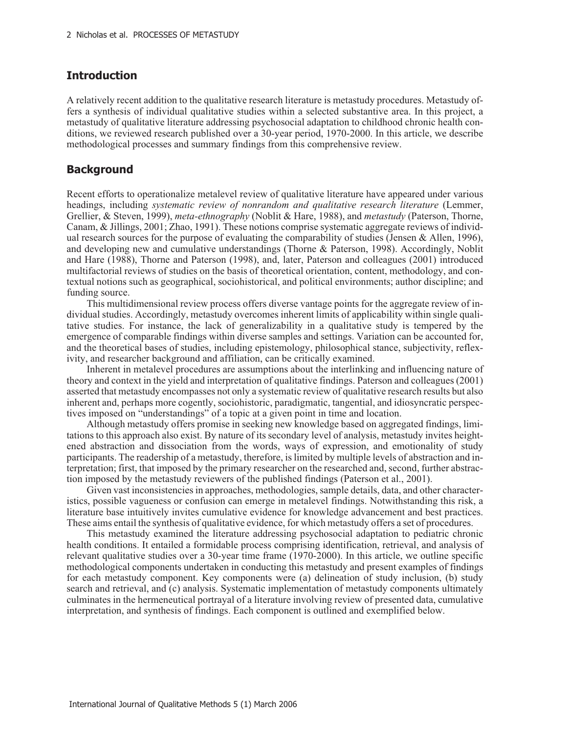## Introduction

A relatively recent addition to the qualitative research literature is metastudy procedures. Metastudy offers a synthesis of individual qualitative studies within a selected substantive area. In this project, a metastudy of qualitative literature addressing psychosocial adaptation to childhood chronic health conditions, we reviewed research published over a 30-year period, 1970-2000. In this article, we describe methodological processes and summary findings from this comprehensive review.

## Background

Recent efforts to operationalize metalevel review of qualitative literature have appeared under various headings, including *systematic review of nonrandom and qualitative research literature* (Lemmer, Grellier, & Steven, 1999), *meta-ethnography* (Noblit & Hare, 1988), and *metastudy* (Paterson, Thorne, Canam, & Jillings, 2001; Zhao, 1991). These notions comprise systematic aggregate reviews of individual research sources for the purpose of evaluating the comparability of studies (Jensen & Allen, 1996), and developing new and cumulative understandings (Thorne & Paterson, 1998). Accordingly, Noblit and Hare (1988), Thorne and Paterson (1998), and, later, Paterson and colleagues (2001) introduced multifactorial reviews of studies on the basis of theoretical orientation, content, methodology, and contextual notions such as geographical, sociohistorical, and political environments; author discipline; and funding source.

This multidimensional review process offers diverse vantage points for the aggregate review of individual studies. Accordingly, metastudy overcomes inherent limits of applicability within single qualitative studies. For instance, the lack of generalizability in a qualitative study is tempered by the emergence of comparable findings within diverse samples and settings. Variation can be accounted for, and the theoretical bases of studies, including epistemology, philosophical stance, subjectivity, reflexivity, and researcher background and affiliation, can be critically examined.

Inherent in metalevel procedures are assumptions about the interlinking and influencing nature of theory and context in the yield and interpretation of qualitative findings. Paterson and colleagues (2001) asserted that metastudy encompasses not only a systematic review of qualitative research results but also inherent and, perhaps more cogently, sociohistoric, paradigmatic, tangential, and idiosyncratic perspectives imposed on "understandings" of a topic at a given point in time and location.

Although metastudy offers promise in seeking new knowledge based on aggregated findings, limitations to this approach also exist. By nature of its secondary level of analysis, metastudy invites heightened abstraction and dissociation from the words, ways of expression, and emotionality of study participants. The readership of a metastudy, therefore, is limited by multiple levels of abstraction and interpretation; first, that imposed by the primary researcher on the researched and, second, further abstraction imposed by the metastudy reviewers of the published findings (Paterson et al., 2001).

Given vast inconsistencies in approaches, methodologies, sample details, data, and other characteristics, possible vagueness or confusion can emerge in metalevel findings. Notwithstanding this risk, a literature base intuitively invites cumulative evidence for knowledge advancement and best practices. These aims entail the synthesis of qualitative evidence, for which metastudy offers a set of procedures.

This metastudy examined the literature addressing psychosocial adaptation to pediatric chronic health conditions. It entailed a formidable process comprising identification, retrieval, and analysis of relevant qualitative studies over a 30-year time frame (1970-2000). In this article, we outline specific methodological components undertaken in conducting this metastudy and present examples of findings for each metastudy component. Key components were (a) delineation of study inclusion, (b) study search and retrieval, and (c) analysis. Systematic implementation of metastudy components ultimately culminates in the hermeneutical portrayal of a literature involving review of presented data, cumulative interpretation, and synthesis of findings. Each component is outlined and exemplified below.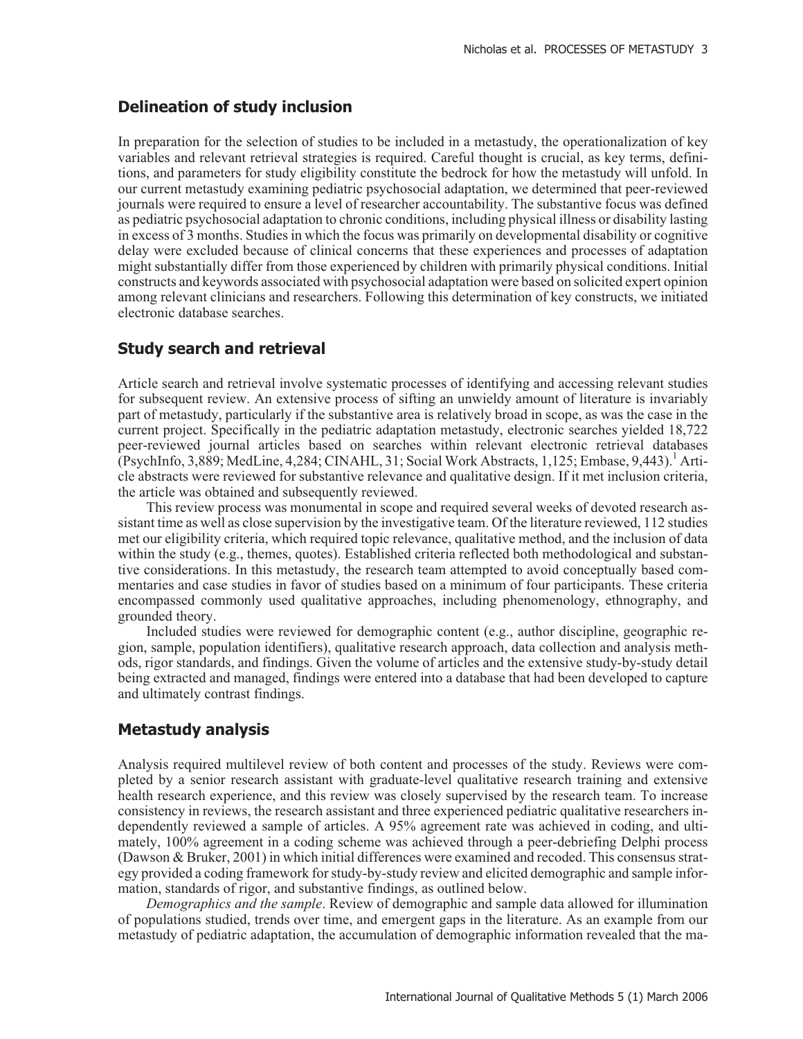## Delineation of study inclusion

In preparation for the selection of studies to be included in a metastudy, the operationalization of key variables and relevant retrieval strategies is required. Careful thought is crucial, as key terms, definitions, and parameters for study eligibility constitute the bedrock for how the metastudy will unfold. In our current metastudy examining pediatric psychosocial adaptation, we determined that peer-reviewed journals were required to ensure a level of researcher accountability. The substantive focus was defined as pediatric psychosocial adaptation to chronic conditions, including physical illness or disability lasting in excess of 3 months. Studies in which the focus was primarily on developmental disability or cognitive delay were excluded because of clinical concerns that these experiences and processes of adaptation might substantially differ from those experienced by children with primarily physical conditions. Initial constructs and keywords associated with psychosocial adaptation were based on solicited expert opinion among relevant clinicians and researchers. Following this determination of key constructs, we initiated electronic database searches.

## Study search and retrieval

Article search and retrieval involve systematic processes of identifying and accessing relevant studies for subsequent review. An extensive process of sifting an unwieldy amount of literature is invariably part of metastudy, particularly if the substantive area is relatively broad in scope, as was the case in the current project. Specifically in the pediatric adaptation metastudy, electronic searches yielded 18,722 peer-reviewed journal articles based on searches within relevant electronic retrieval databases (PsychInfo, 3,889; MedLine, 4,284; CINAHL, 31; Social Work Abstracts, 1,125; Embase, 9,443).[1] Article abstracts were reviewed for substantive relevance and qualitative design. If it met inclusion criteria, the article was obtained and subsequently reviewed.

This review process was monumental in scope and required several weeks of devoted research assistant time as well as close supervision by the investigative team. Of the literature reviewed, 112 studies met our eligibility criteria, which required topic relevance, qualitative method, and the inclusion of data within the study (e.g., themes, quotes). Established criteria reflected both methodological and substantive considerations. In this metastudy, the research team attempted to avoid conceptually based commentaries and case studies in favor of studies based on a minimum of four participants. These criteria encompassed commonly used qualitative approaches, including phenomenology, ethnography, and grounded theory.

Included studies were reviewed for demographic content (e.g., author discipline, geographic region, sample, population identifiers), qualitative research approach, data collection and analysis methods, rigor standards, and findings. Given the volume of articles and the extensive study-by-study detail being extracted and managed, findings were entered into a database that had been developed to capture and ultimately contrast findings.

## Metastudy analysis

Analysis required multilevel review of both content and processes of the study. Reviews were completed by a senior research assistant with graduate-level qualitative research training and extensive health research experience, and this review was closely supervised by the research team. To increase consistency in reviews, the research assistant and three experienced pediatric qualitative researchers independently reviewed a sample of articles. A 95% agreement rate was achieved in coding, and ultimately, 100% agreement in a coding scheme was achieved through a peer-debriefing Delphi process (Dawson & Bruker, 2001) in which initial differences were examined and recoded. This consensus strategy provided a coding framework for study-by-study review and elicited demographic and sample information, standards of rigor, and substantive findings, as outlined below.

*Demographics and the sample*. Review of demographic and sample data allowed for illumination of populations studied, trends over time, and emergent gaps in the literature. As an example from our metastudy of pediatric adaptation, the accumulation of demographic information revealed that the ma-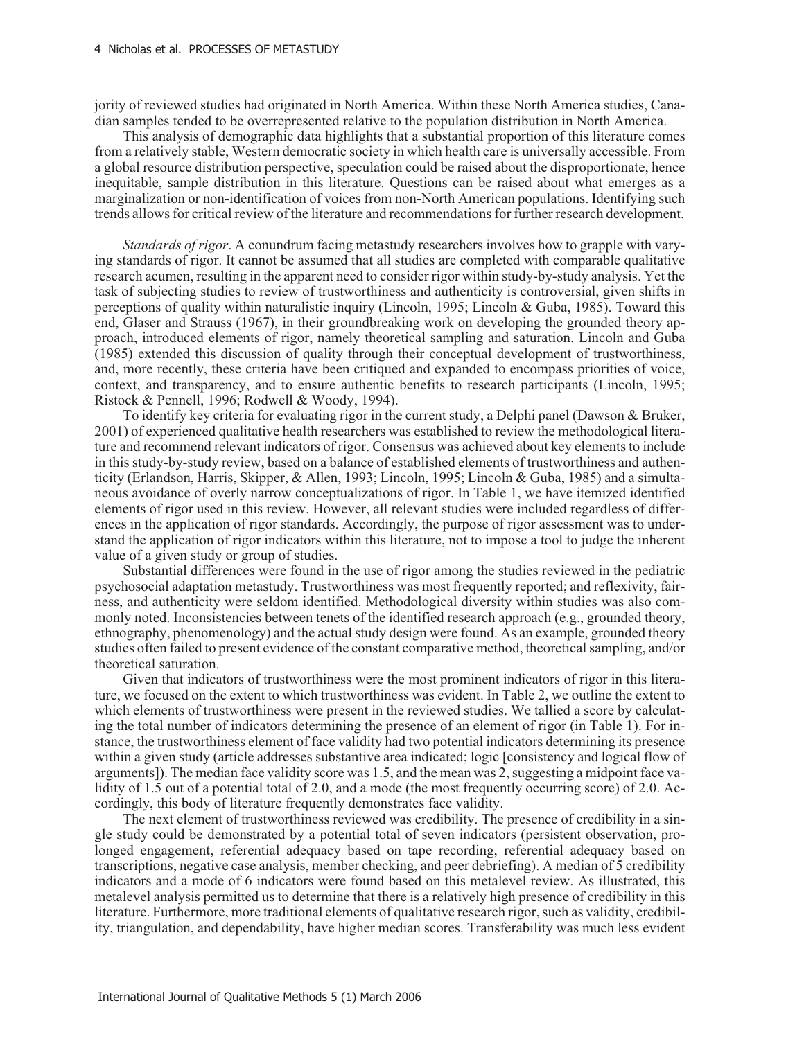jority of reviewed studies had originated in North America. Within these North America studies, Canadian samples tended to be overrepresented relative to the population distribution in North America.

This analysis of demographic data highlights that a substantial proportion of this literature comes from a relatively stable, Western democratic society in which health care is universally accessible. From a global resource distribution perspective, speculation could be raised about the disproportionate, hence inequitable, sample distribution in this literature. Questions can be raised about what emerges as a marginalization or non-identification of voices from non-North American populations. Identifying such trends allows for critical review of the literature and recommendations for further research development.

*Standards of rigor*. A conundrum facing metastudy researchers involves how to grapple with varying standards of rigor. It cannot be assumed that all studies are completed with comparable qualitative research acumen, resulting in the apparent need to consider rigor within study-by-study analysis. Yet the task of subjecting studies to review of trustworthiness and authenticity is controversial, given shifts in perceptions of quality within naturalistic inquiry (Lincoln, 1995; Lincoln & Guba, 1985). Toward this end, Glaser and Strauss (1967), in their groundbreaking work on developing the grounded theory approach, introduced elements of rigor, namely theoretical sampling and saturation. Lincoln and Guba (1985) extended this discussion of quality through their conceptual development of trustworthiness, and, more recently, these criteria have been critiqued and expanded to encompass priorities of voice, context, and transparency, and to ensure authentic benefits to research participants (Lincoln, 1995; Ristock & Pennell, 1996; Rodwell & Woody, 1994).

To identify key criteria for evaluating rigor in the current study, a Delphi panel (Dawson & Bruker, 2001) of experienced qualitative health researchers was established to review the methodological literature and recommend relevant indicators of rigor. Consensus was achieved about key elements to include in this study-by-study review, based on a balance of established elements of trustworthiness and authenticity (Erlandson, Harris, Skipper, & Allen, 1993; Lincoln, 1995; Lincoln & Guba, 1985) and a simultaneous avoidance of overly narrow conceptualizations of rigor. In Table 1, we have itemized identified elements of rigor used in this review. However, all relevant studies were included regardless of differences in the application of rigor standards. Accordingly, the purpose of rigor assessment was to understand the application of rigor indicators within this literature, not to impose a tool to judge the inherent value of a given study or group of studies.

Substantial differences were found in the use of rigor among the studies reviewed in the pediatric psychosocial adaptation metastudy. Trustworthiness was most frequently reported; and reflexivity, fairness, and authenticity were seldom identified. Methodological diversity within studies was also commonly noted. Inconsistencies between tenets of the identified research approach (e.g., grounded theory, ethnography, phenomenology) and the actual study design were found. As an example, grounded theory studies often failed to present evidence of the constant comparative method, theoretical sampling, and/or theoretical saturation.

Given that indicators of trustworthiness were the most prominent indicators of rigor in this literature, we focused on the extent to which trustworthiness was evident. In Table 2, we outline the extent to which elements of trustworthiness were present in the reviewed studies. We tallied a score by calculating the total number of indicators determining the presence of an element of rigor (in Table 1). For instance, the trustworthiness element of face validity had two potential indicators determining its presence within a given study (article addresses substantive area indicated; logic [consistency and logical flow of arguments]). The median face validity score was 1.5, and the mean was 2, suggesting a midpoint face validity of 1.5 out of a potential total of 2.0, and a mode (the most frequently occurring score) of 2.0. Accordingly, this body of literature frequently demonstrates face validity.

The next element of trustworthiness reviewed was credibility. The presence of credibility in a single study could be demonstrated by a potential total of seven indicators (persistent observation, prolonged engagement, referential adequacy based on tape recording, referential adequacy based on transcriptions, negative case analysis, member checking, and peer debriefing). A median of 5 credibility indicators and a mode of 6 indicators were found based on this metalevel review. As illustrated, this metalevel analysis permitted us to determine that there is a relatively high presence of credibility in this literature. Furthermore, more traditional elements of qualitative research rigor, such as validity, credibility, triangulation, and dependability, have higher median scores. Transferability was much less evident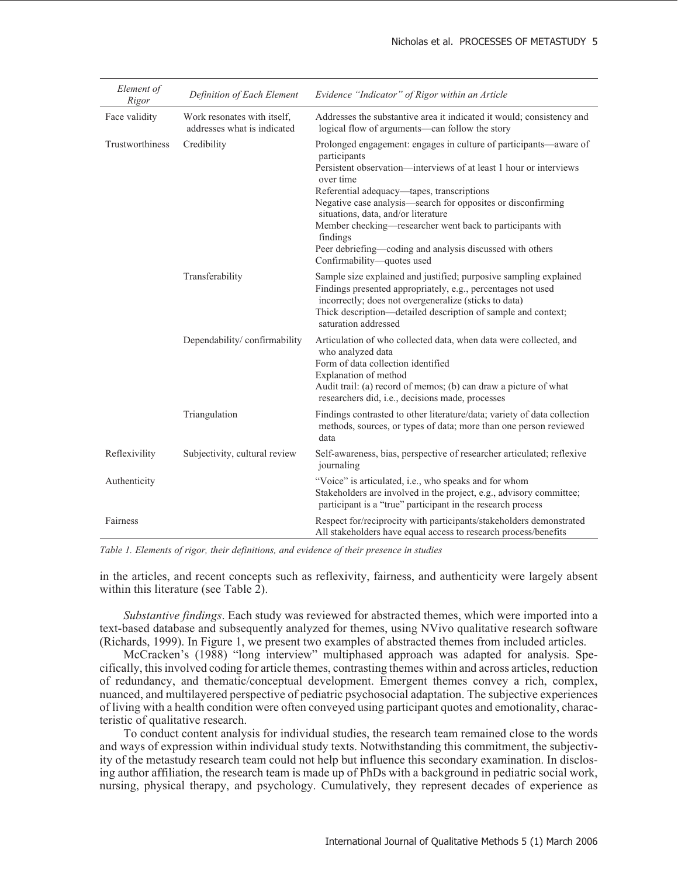| *Element of Rigor* | *Definition of Each Element* | *Evidence "Indicator" of Rigor within an Article* |
|---|---|---|
| Face validity | Work resonates with itself, addresses what is indicated | Addresses the substantive area it indicated it would; consistency and logical flow of arguments—can follow the story |
| Trustworthiness | Credibility | Prolonged engagement: engages in culture of participants—aware of participants<br>Persistent observation—interviews of at least 1 hour or interviews over time<br>Referential adequacy—tapes, transcriptions<br>Negative case analysis—search for opposites or disconfirming situations, data, and/or literature<br>Member checking—researcher went back to participants with findings<br>Peer debriefing—coding and analysis discussed with others<br>Confirmability—quotes used |
| | Transferability | Sample size explained and justified; purposive sampling explained<br>Findings presented appropriately, e.g., percentages not used incorrectly; does not overgeneralize (sticks to data)<br>Thick description—detailed description of sample and context; saturation addressed |
| | Dependability/ confirmability | Articulation of who collected data, when data were collected, and who analyzed data<br>Form of data collection identified<br>Explanation of method<br>Audit trail: (a) record of memos; (b) can draw a picture of what researchers did, i.e., decisions made, processes |
| | Triangulation | Findings contrasted to other literature/data; variety of data collection methods, sources, or types of data; more than one person reviewed data |
| Reflexivility | Subjectivity, cultural review | Self-awareness, bias, perspective of researcher articulated; reflexive journaling |
| Authenticity | | "Voice" is articulated, i.e., who speaks and for whom<br>Stakeholders are involved in the project, e.g., advisory committee; participant is a "true" participant in the research process |
| Fairness | | Respect for/reciprocity with participants/stakeholders demonstrated<br>All stakeholders have equal access to research process/benefits |

*Table 1. Elements of rigor, their definitions, and evidence of their presence in studies*

in the articles, and recent concepts such as reflexivity, fairness, and authenticity were largely absent within this literature (see Table 2).

*Substantive findings*. Each study was reviewed for abstracted themes, which were imported into a text-based database and subsequently analyzed for themes, using NVivo qualitative research software (Richards, 1999). In Figure 1, we present two examples of abstracted themes from included articles.

McCracken's (1988) "long interview" multiphased approach was adapted for analysis. Specifically, this involved coding for article themes, contrasting themes within and across articles, reduction of redundancy, and thematic/conceptual development. Emergent themes convey a rich, complex, nuanced, and multilayered perspective of pediatric psychosocial adaptation. The subjective experiences of living with a health condition were often conveyed using participant quotes and emotionality, characteristic of qualitative research.

To conduct content analysis for individual studies, the research team remained close to the words and ways of expression within individual study texts. Notwithstanding this commitment, the subjectivity of the metastudy research team could not help but influence this secondary examination. In disclosing author affiliation, the research team is made up of PhDs with a background in pediatric social work, nursing, physical therapy, and psychology. Cumulatively, they represent decades of experience as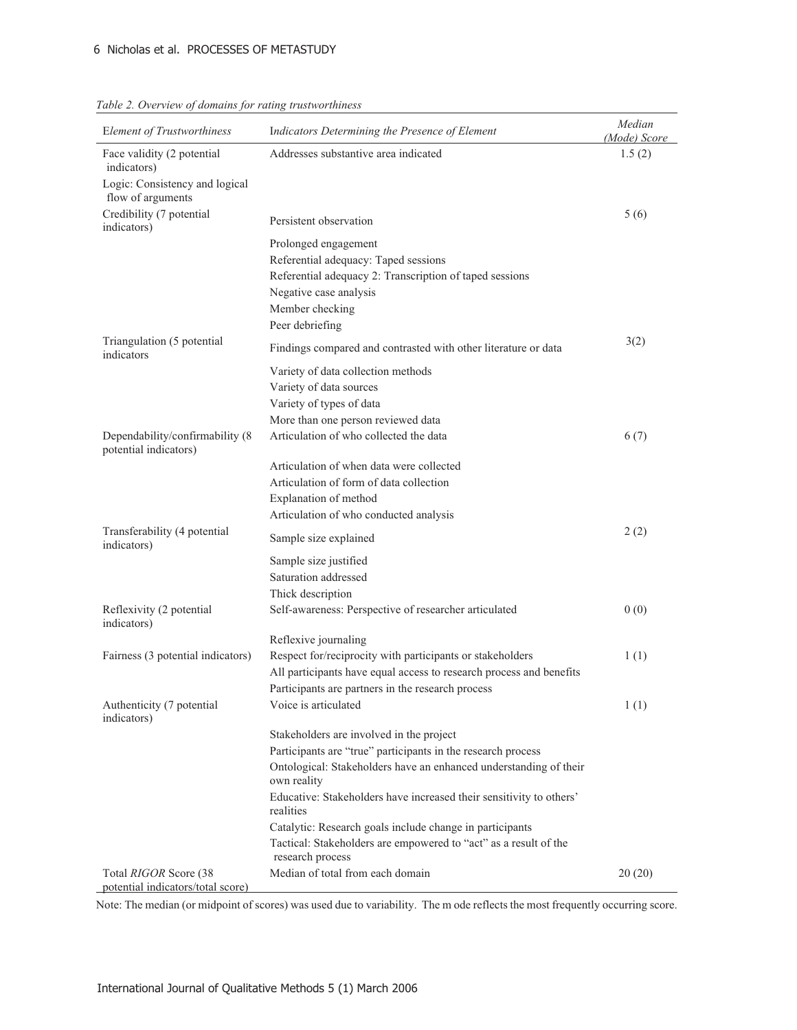*Table 2. Overview of domains for rating trustworthiness*

| Element of Trustworthiness | Indicators Determining the Presence of Element | Median (Mode) Score |
|---|---|---|
| Face validity (2 potential indicators) | Addresses substantive area indicated | 1.5 (2) |
| | Logic: Consistency and logical flow of arguments | |
| Credibility (7 potential indicators) | Persistent observation | 5 (6) |
| | Prolonged engagement | |
| | Referential adequacy: Taped sessions | |
| | Referential adequacy 2: Transcription of taped sessions | |
| | Negative case analysis | |
| | Member checking | |
| | Peer debriefing | |
| Triangulation (5 potential indicators | Findings compared and contrasted with other literature or data | 3(2) |
| | Variety of data collection methods | |
| | Variety of data sources | |
| | Variety of types of data | |
| | More than one person reviewed data | |
| Dependability/confirmability (8 potential indicators) | Articulation of who collected the data | 6 (7) |
| | Articulation of when data were collected | |
| | Articulation of form of data collection | |
| | Explanation of method | |
| | Articulation of who conducted analysis | |
| Transferability (4 potential indicators) | Sample size explained | 2 (2) |
| | Sample size justified | |
| | Saturation addressed | |
| | Thick description | |
| Reflexivity (2 potential indicators) | Self-awareness: Perspective of researcher articulated | 0 (0) |
| | Reflexive journaling | |
| Fairness (3 potential indicators) | Respect for/reciprocity with participants or stakeholders | 1 (1) |
| | All participants have equal access to research process and benefits | |
| | Participants are partners in the research process | |
| Authenticity (7 potential indicators) | Voice is articulated | 1 (1) |
| | Stakeholders are involved in the project | |
| | Participants are "true" participants in the research process | |
| | Ontological: Stakeholders have an enhanced understanding of their own reality | |
| | Educative: Stakeholders have increased their sensitivity to others' realities | |
| | Catalytic: Research goals include change in participants | |
| | Tactical: Stakeholders are empowered to "act" as a result of the research process | |
| Total *RIGOR* Score (38 potential indicators/total score) | Median of total from each domain | 20 (20) |

Note: The median (or midpoint of scores) was used due to variability. The m ode reflects the most frequently occurring score.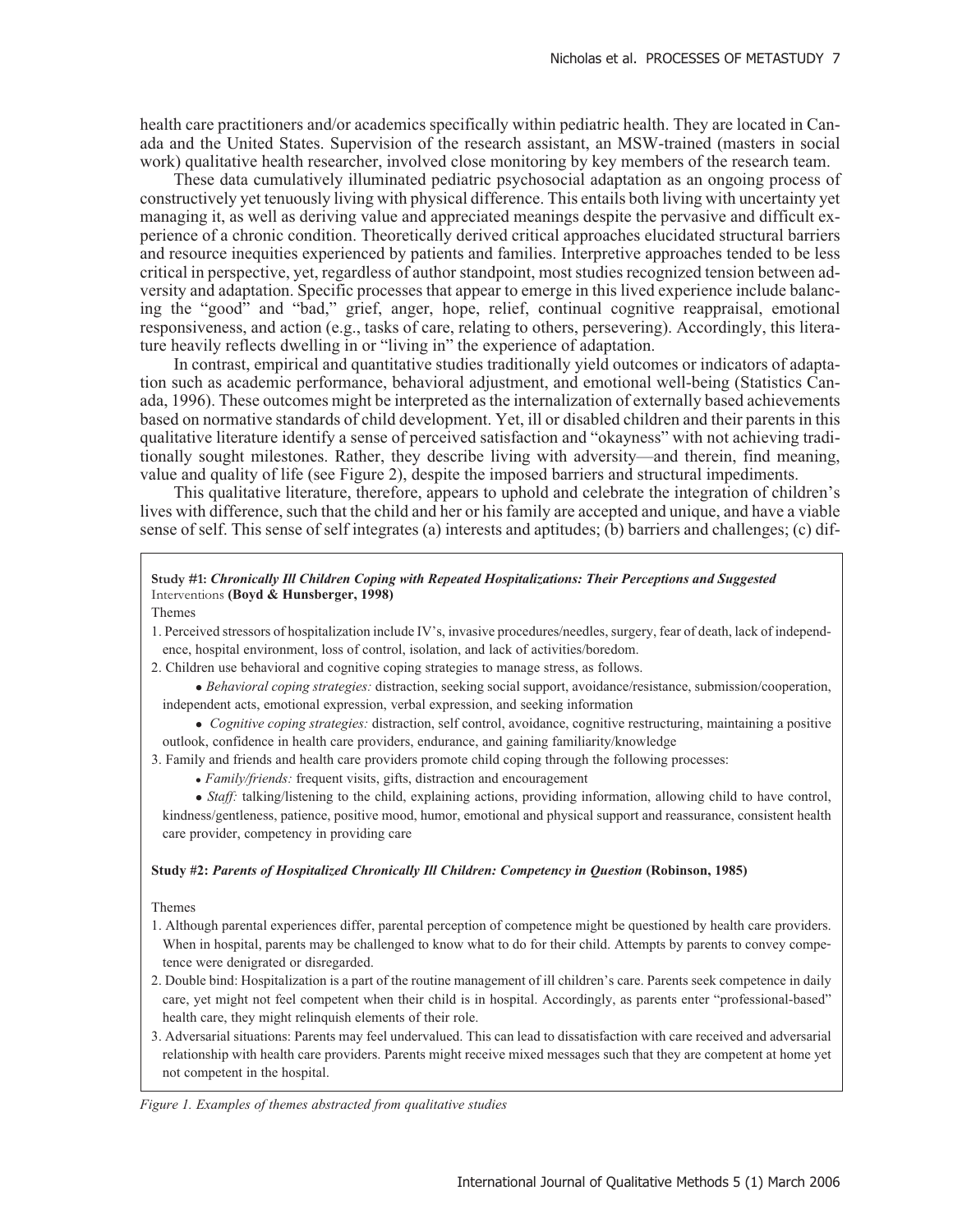health care practitioners and/or academics specifically within pediatric health. They are located in Canada and the United States. Supervision of the research assistant, an MSW-trained (masters in social work) qualitative health researcher, involved close monitoring by key members of the research team.

These data cumulatively illuminated pediatric psychosocial adaptation as an ongoing process of constructively yet tenuously living with physical difference. This entails both living with uncertainty yet managing it, as well as deriving value and appreciated meanings despite the pervasive and difficult experience of a chronic condition. Theoretically derived critical approaches elucidated structural barriers and resource inequities experienced by patients and families. Interpretive approaches tended to be less critical in perspective, yet, regardless of author standpoint, most studies recognized tension between adversity and adaptation. Specific processes that appear to emerge in this lived experience include balancing the "good" and "bad," grief, anger, hope, relief, continual cognitive reappraisal, emotional responsiveness, and action (e.g., tasks of care, relating to others, persevering). Accordingly, this literature heavily reflects dwelling in or "living in" the experience of adaptation.

In contrast, empirical and quantitative studies traditionally yield outcomes or indicators of adaptation such as academic performance, behavioral adjustment, and emotional well-being (Statistics Canada, 1996). These outcomes might be interpreted as the internalization of externally based achievements based on normative standards of child development. Yet, ill or disabled children and their parents in this qualitative literature identify a sense of perceived satisfaction and "okayness" with not achieving traditionally sought milestones. Rather, they describe living with adversity—and therein, find meaning, value and quality of life (see Figure 2), despite the imposed barriers and structural impediments.

This qualitative literature, therefore, appears to uphold and celebrate the integration of children's lives with difference, such that the child and her or his family are accepted and unique, and have a viable sense of self. This sense of self integrates (a) interests and aptitudes; (b) barriers and challenges; (c) dif-

**Study #1: *Chronically Ill Children Coping with Repeated Hospitalizations: Their Perceptions and Suggested* Interventions (Boyd & Hunsberger, 1998)**

Themes

1. Perceived stressors of hospitalization include IV's, invasive procedures/needles, surgery, fear of death, lack of independence, hospital environment, loss of control, isolation, and lack of activities/boredom.
2. Children use behavioral and cognitive coping strategies to manage stress, as follows.
   - *Behavioral coping strategies:* distraction, seeking social support, avoidance/resistance, submission/cooperation, independent acts, emotional expression, verbal expression, and seeking information
   - *Cognitive coping strategies:* distraction, self control, avoidance, cognitive restructuring, maintaining a positive outlook, confidence in health care providers, endurance, and gaining familiarity/knowledge
3. Family and friends and health care providers promote child coping through the following processes:
   - *Family/friends:* frequent visits, gifts, distraction and encouragement
   - *Staff:* talking/listening to the child, explaining actions, providing information, allowing child to have control, kindness/gentleness, patience, positive mood, humor, emotional and physical support and reassurance, consistent health care provider, competency in providing care

**Study #2: *Parents of Hospitalized Chronically Ill Children: Competency in Question* (Robinson, 1985)**

Themes

1. Although parental experiences differ, parental perception of competence might be questioned by health care providers. When in hospital, parents may be challenged to know what to do for their child. Attempts by parents to convey competence were denigrated or disregarded.
2. Double bind: Hospitalization is a part of the routine management of ill children's care. Parents seek competence in daily care, yet might not feel competent when their child is in hospital. Accordingly, as parents enter "professional-based" health care, they might relinquish elements of their role.
3. Adversarial situations: Parents may feel undervalued. This can lead to dissatisfaction with care received and adversarial relationship with health care providers. Parents might receive mixed messages such that they are competent at home yet not competent in the hospital.

*Figure 1. Examples of themes abstracted from qualitative studies*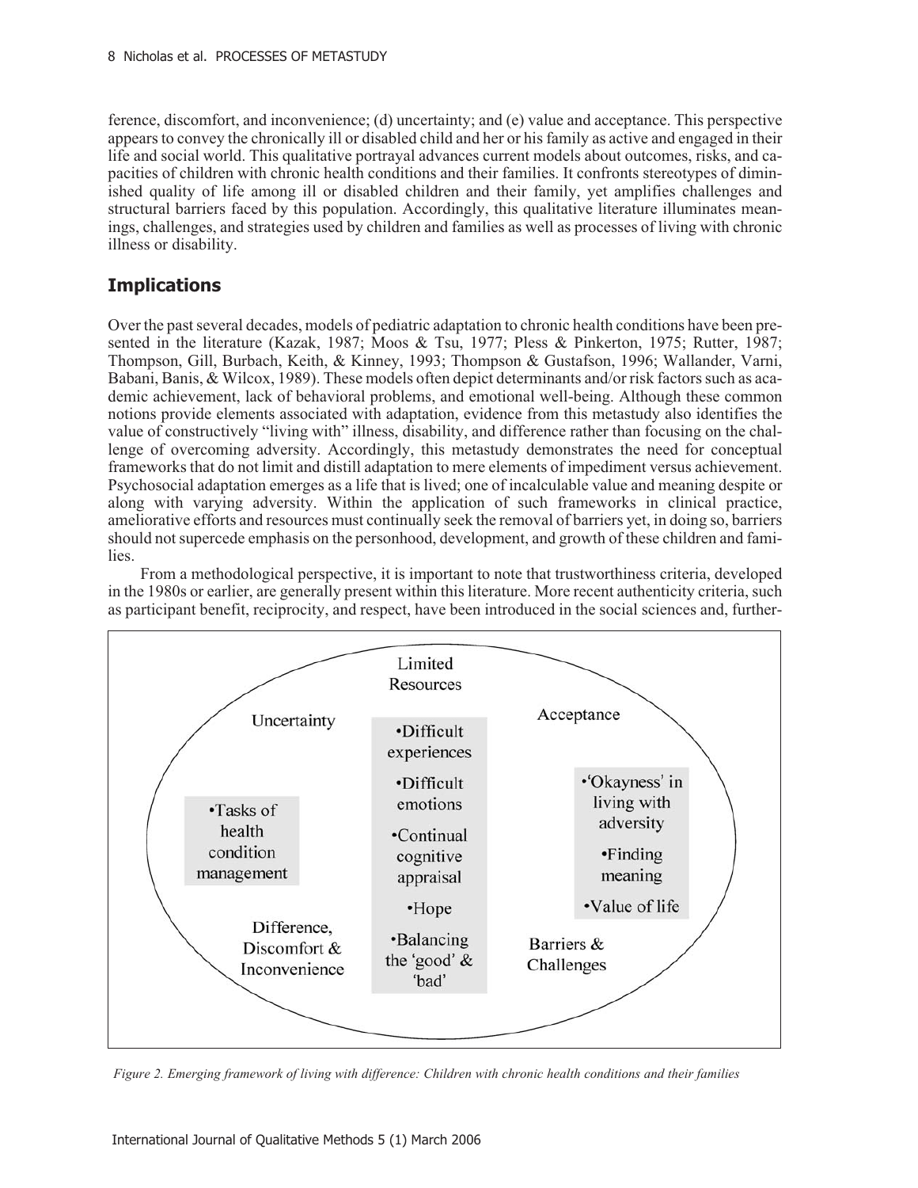ference, discomfort, and inconvenience; (d) uncertainty; and (e) value and acceptance. This perspective appears to convey the chronically ill or disabled child and her or his family as active and engaged in their life and social world. This qualitative portrayal advances current models about outcomes, risks, and capacities of children with chronic health conditions and their families. It confronts stereotypes of diminished quality of life among ill or disabled children and their family, yet amplifies challenges and structural barriers faced by this population. Accordingly, this qualitative literature illuminates meanings, challenges, and strategies used by children and families as well as processes of living with chronic illness or disability.

## Implications

Over the past several decades, models of pediatric adaptation to chronic health conditions have been presented in the literature (Kazak, 1987; Moos & Tsu, 1977; Pless & Pinkerton, 1975; Rutter, 1987; Thompson, Gill, Burbach, Keith, & Kinney, 1993; Thompson & Gustafson, 1996; Wallander, Varni, Babani, Banis, & Wilcox, 1989). These models often depict determinants and/or risk factors such as academic achievement, lack of behavioral problems, and emotional well-being. Although these common notions provide elements associated with adaptation, evidence from this metastudy also identifies the value of constructively "living with" illness, disability, and difference rather than focusing on the challenge of overcoming adversity. Accordingly, this metastudy demonstrates the need for conceptual frameworks that do not limit and distill adaptation to mere elements of impediment versus achievement. Psychosocial adaptation emerges as a life that is lived; one of incalculable value and meaning despite or along with varying adversity. Within the application of such frameworks in clinical practice, ameliorative efforts and resources must continually seek the removal of barriers yet, in doing so, barriers should not supercede emphasis on the personhood, development, and growth of these children and families.

From a methodological perspective, it is important to note that trustworthiness criteria, developed in the 1980s or earlier, are generally present within this literature. More recent authenticity criteria, such as participant benefit, reciprocity, and respect, have been introduced in the social sciences and, further-

Limited Resources

Uncertainty

Acceptance

•Tasks of health condition management

•Difficult experiences

•Difficult emotions

•Continual cognitive appraisal

•Hope

•Balancing the 'good' & 'bad'

•'Okayness' in living with adversity

•Finding meaning

•Value of life

Difference, Discomfort & Inconvenience

Barriers & Challenges

*Figure 2. Emerging framework of living with difference: Children with chronic health conditions and their families*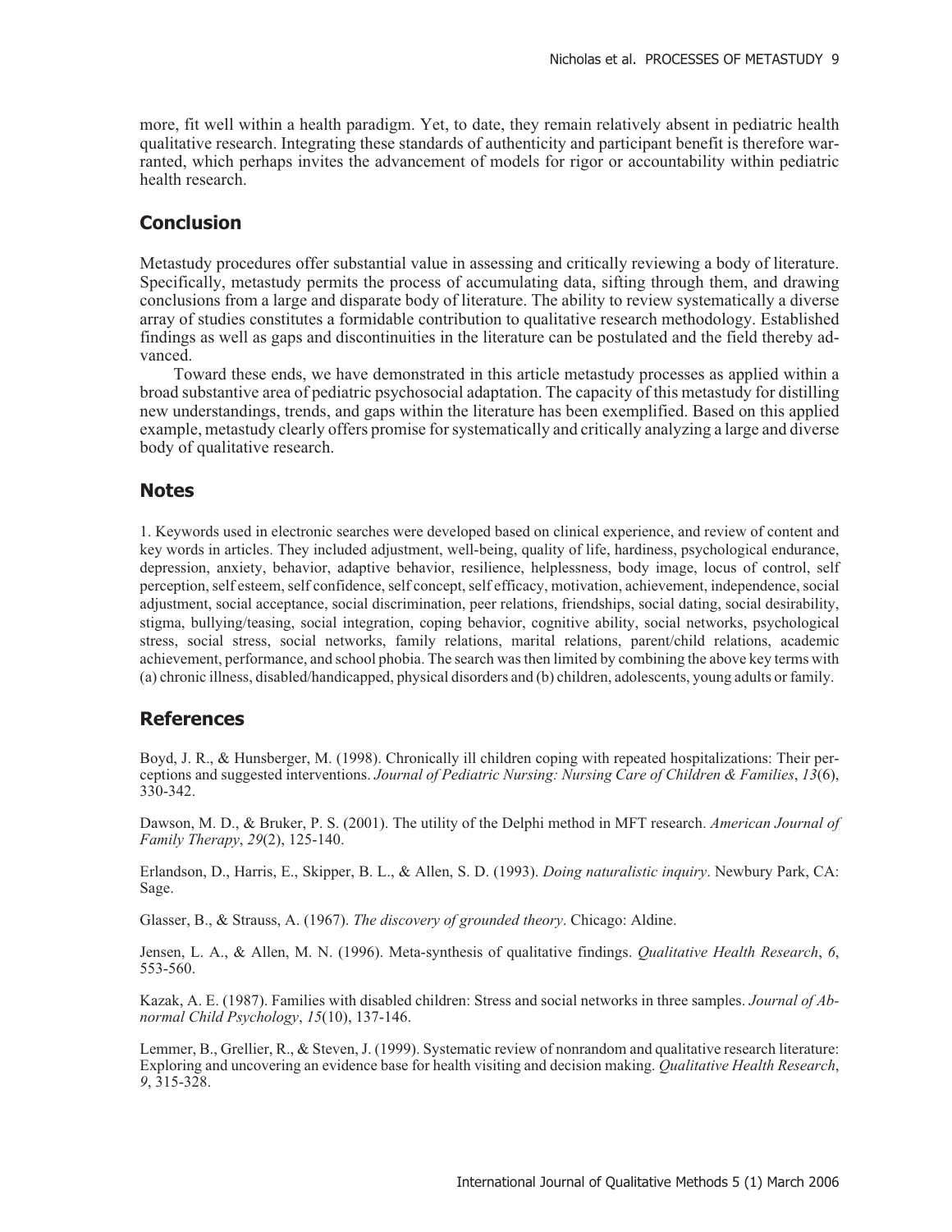more, fit well within a health paradigm. Yet, to date, they remain relatively absent in pediatric health qualitative research. Integrating these standards of authenticity and participant benefit is therefore warranted, which perhaps invites the advancement of models for rigor or accountability within pediatric health research.

## Conclusion

Metastudy procedures offer substantial value in assessing and critically reviewing a body of literature. Specifically, metastudy permits the process of accumulating data, sifting through them, and drawing conclusions from a large and disparate body of literature. The ability to review systematically a diverse array of studies constitutes a formidable contribution to qualitative research methodology. Established findings as well as gaps and discontinuities in the literature can be postulated and the field thereby advanced.

Toward these ends, we have demonstrated in this article metastudy processes as applied within a broad substantive area of pediatric psychosocial adaptation. The capacity of this metastudy for distilling new understandings, trends, and gaps within the literature has been exemplified. Based on this applied example, metastudy clearly offers promise for systematically and critically analyzing a large and diverse body of qualitative research.

## Notes

1. Keywords used in electronic searches were developed based on clinical experience, and review of content and key words in articles. They included adjustment, well-being, quality of life, hardiness, psychological endurance, depression, anxiety, behavior, adaptive behavior, resilience, helplessness, body image, locus of control, self perception, self esteem, self confidence, self concept, self efficacy, motivation, achievement, independence, social adjustment, social acceptance, social discrimination, peer relations, friendships, social dating, social desirability, stigma, bullying/teasing, social integration, coping behavior, cognitive ability, social networks, psychological stress, social stress, social networks, family relations, marital relations, parent/child relations, academic achievement, performance, and school phobia. The search was then limited by combining the above key terms with (a) chronic illness, disabled/handicapped, physical disorders and (b) children, adolescents, young adults or family.

## References

Boyd, J. R., & Hunsberger, M. (1998). Chronically ill children coping with repeated hospitalizations: Their perceptions and suggested interventions. *Journal of Pediatric Nursing: Nursing Care of Children & Families*, *13*(6), 330-342.

Dawson, M. D., & Bruker, P. S. (2001). The utility of the Delphi method in MFT research. *American Journal of Family Therapy*, *29*(2), 125-140.

Erlandson, D., Harris, E., Skipper, B. L., & Allen, S. D. (1993). *Doing naturalistic inquiry*. Newbury Park, CA: Sage.

Glasser, B., & Strauss, A. (1967). *The discovery of grounded theory*. Chicago: Aldine.

Jensen, L. A., & Allen, M. N. (1996). Meta-synthesis of qualitative findings. *Qualitative Health Research*, *6*, 553-560.

Kazak, A. E. (1987). Families with disabled children: Stress and social networks in three samples. *Journal of Abnormal Child Psychology*, *15*(10), 137-146.

Lemmer, B., Grellier, R., & Steven, J. (1999). Systematic review of nonrandom and qualitative research literature: Exploring and uncovering an evidence base for health visiting and decision making. *Qualitative Health Research*, *9*, 315-328.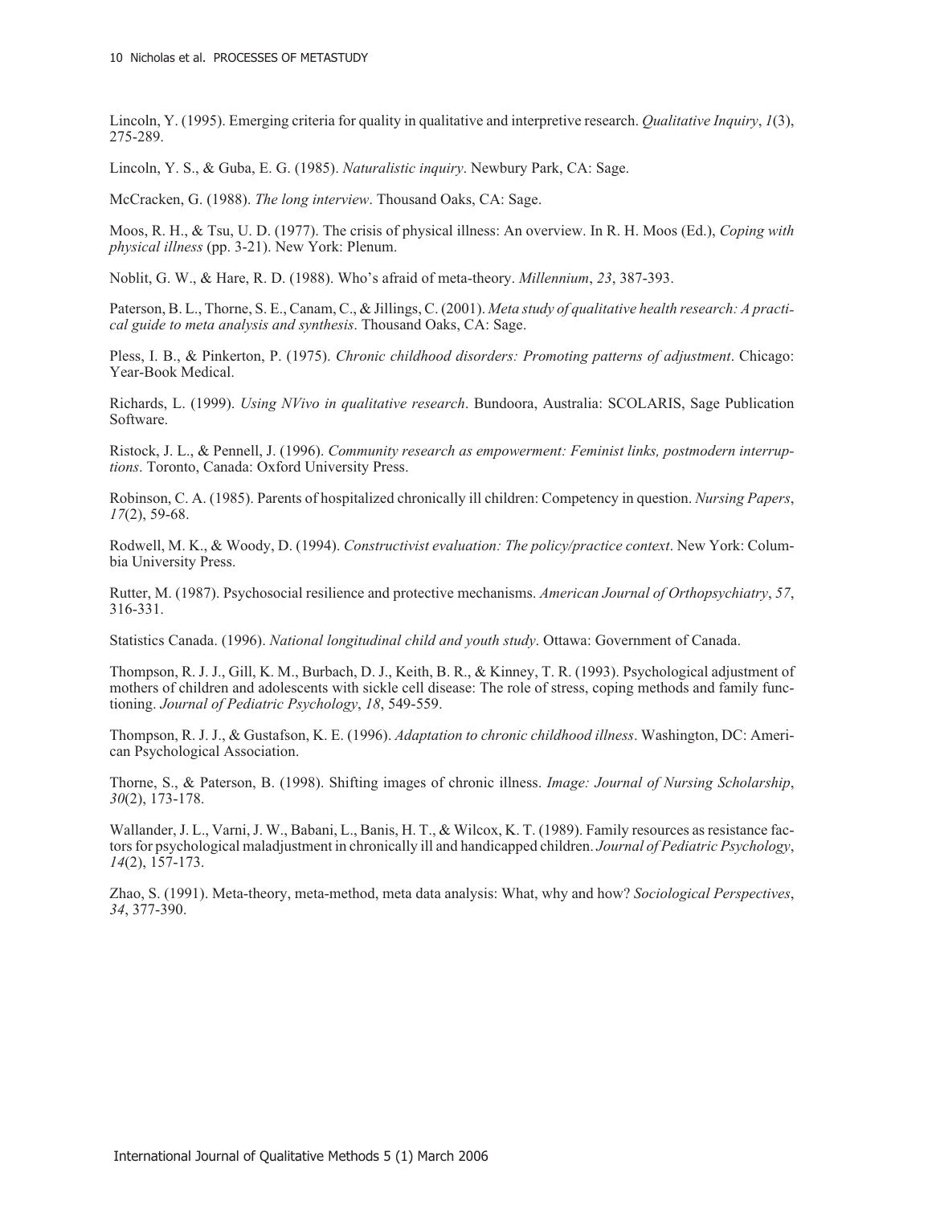Lincoln, Y. (1995). Emerging criteria for quality in qualitative and interpretive research. *Qualitative Inquiry*, *1*(3), 275-289.

Lincoln, Y. S., & Guba, E. G. (1985). *Naturalistic inquiry*. Newbury Park, CA: Sage.

McCracken, G. (1988). *The long interview*. Thousand Oaks, CA: Sage.

Moos, R. H., & Tsu, U. D. (1977). The crisis of physical illness: An overview. In R. H. Moos (Ed.), *Coping with physical illness* (pp. 3-21). New York: Plenum.

Noblit, G. W., & Hare, R. D. (1988). Who's afraid of meta-theory. *Millennium*, *23*, 387-393.

Paterson, B. L., Thorne, S. E., Canam, C., & Jillings, C. (2001). *Meta study of qualitative health research: A practical guide to meta analysis and synthesis*. Thousand Oaks, CA: Sage.

Pless, I. B., & Pinkerton, P. (1975). *Chronic childhood disorders: Promoting patterns of adjustment*. Chicago: Year-Book Medical.

Richards, L. (1999). *Using NVivo in qualitative research*. Bundoora, Australia: SCOLARIS, Sage Publication Software.

Ristock, J. L., & Pennell, J. (1996). *Community research as empowerment: Feminist links, postmodern interruptions*. Toronto, Canada: Oxford University Press.

Robinson, C. A. (1985). Parents of hospitalized chronically ill children: Competency in question. *Nursing Papers*, *17*(2), 59-68.

Rodwell, M. K., & Woody, D. (1994). *Constructivist evaluation: The policy/practice context*. New York: Columbia University Press.

Rutter, M. (1987). Psychosocial resilience and protective mechanisms. *American Journal of Orthopsychiatry*, *57*, 316-331.

Statistics Canada. (1996). *National longitudinal child and youth study*. Ottawa: Government of Canada.

Thompson, R. J. J., Gill, K. M., Burbach, D. J., Keith, B. R., & Kinney, T. R. (1993). Psychological adjustment of mothers of children and adolescents with sickle cell disease: The role of stress, coping methods and family functioning. *Journal of Pediatric Psychology*, *18*, 549-559.

Thompson, R. J. J., & Gustafson, K. E. (1996). *Adaptation to chronic childhood illness*. Washington, DC: American Psychological Association.

Thorne, S., & Paterson, B. (1998). Shifting images of chronic illness. *Image: Journal of Nursing Scholarship*, *30*(2), 173-178.

Wallander, J. L., Varni, J. W., Babani, L., Banis, H. T., & Wilcox, K. T. (1989). Family resources as resistance factors for psychological maladjustment in chronically ill and handicapped children. *Journal of Pediatric Psychology*, *14*(2), 157-173.

Zhao, S. (1991). Meta-theory, meta-method, meta data analysis: What, why and how? *Sociological Perspectives*, *34*, 377-390.